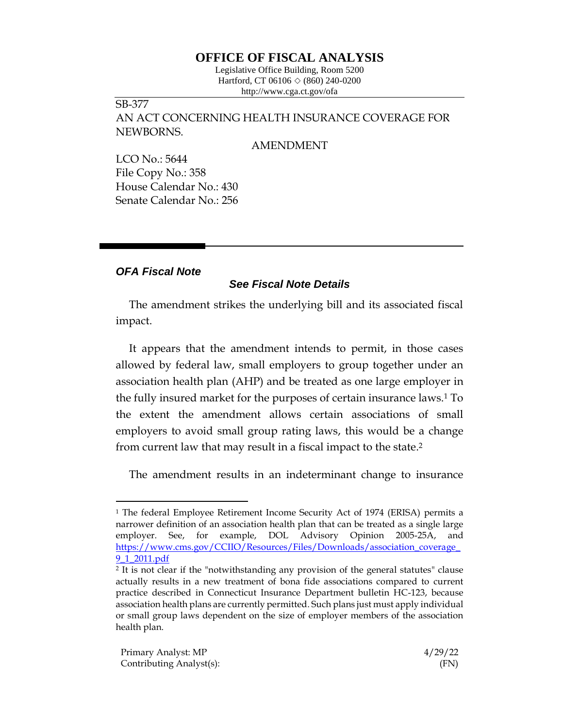# OFFICE OF FISCAL ANALYSIS

Legislative Office Building, Room 5200
Hartford, CT 06106 ◇ (860) 240-0200
http://www.cga.ct.gov/ofa

SB-377
AN ACT CONCERNING HEALTH INSURANCE COVERAGE FOR NEWBORNS.

AMENDMENT

LCO No.: 5644
File Copy No.: 358
House Calendar No.: 430
Senate Calendar No.: 256

## *OFA Fiscal Note*

### *See Fiscal Note Details*

The amendment strikes the underlying bill and its associated fiscal impact.

It appears that the amendment intends to permit, in those cases allowed by federal law, small employers to group together under an association health plan (AHP) and be treated as one large employer in the fully insured market for the purposes of certain insurance laws.[1] To the extent the amendment allows certain associations of small employers to avoid small group rating laws, this would be a change from current law that may result in a fiscal impact to the state.[2]

The amendment results in an indeterminant change to insurance

[1] The federal Employee Retirement Income Security Act of 1974 (ERISA) permits a narrower definition of an association health plan that can be treated as a single large employer. See, for example, DOL Advisory Opinion 2005-25A, and https://www.cms.gov/CCIIO/Resources/Files/Downloads/association_coverage_9_1_2011.pdf

[2] It is not clear if the "notwithstanding any provision of the general statutes" clause actually results in a new treatment of bona fide associations compared to current practice described in Connecticut Insurance Department bulletin HC-123, because association health plans are currently permitted. Such plans just must apply individual or small group laws dependent on the size of employer members of the association health plan.

Primary Analyst: MP 4/29/22
Contributing Analyst(s): (FN)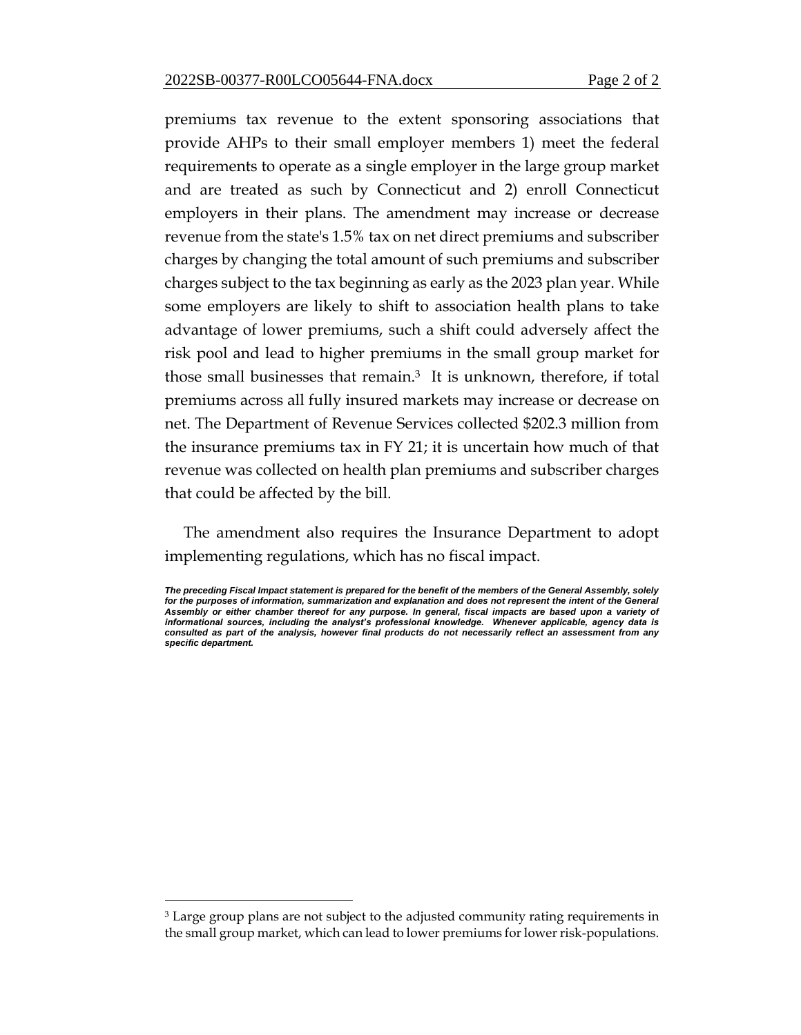premiums tax revenue to the extent sponsoring associations that provide AHPs to their small employer members 1) meet the federal requirements to operate as a single employer in the large group market and are treated as such by Connecticut and 2) enroll Connecticut employers in their plans. The amendment may increase or decrease revenue from the state's 1.5% tax on net direct premiums and subscriber charges by changing the total amount of such premiums and subscriber charges subject to the tax beginning as early as the 2023 plan year. While some employers are likely to shift to association health plans to take advantage of lower premiums, such a shift could adversely affect the risk pool and lead to higher premiums in the small group market for those small businesses that remain.[3] It is unknown, therefore, if total premiums across all fully insured markets may increase or decrease on net. The Department of Revenue Services collected $202.3 million from the insurance premiums tax in FY 21; it is uncertain how much of that revenue was collected on health plan premiums and subscriber charges that could be affected by the bill.

The amendment also requires the Insurance Department to adopt implementing regulations, which has no fiscal impact.

***The preceding Fiscal Impact statement is prepared for the benefit of the members of the General Assembly, solely for the purposes of information, summarization and explanation and does not represent the intent of the General Assembly or either chamber thereof for any purpose. In general, fiscal impacts are based upon a variety of informational sources, including the analyst's professional knowledge. Whenever applicable, agency data is consulted as part of the analysis, however final products do not necessarily reflect an assessment from any specific department.***

---

[3] Large group plans are not subject to the adjusted community rating requirements in the small group market, which can lead to lower premiums for lower risk-populations.